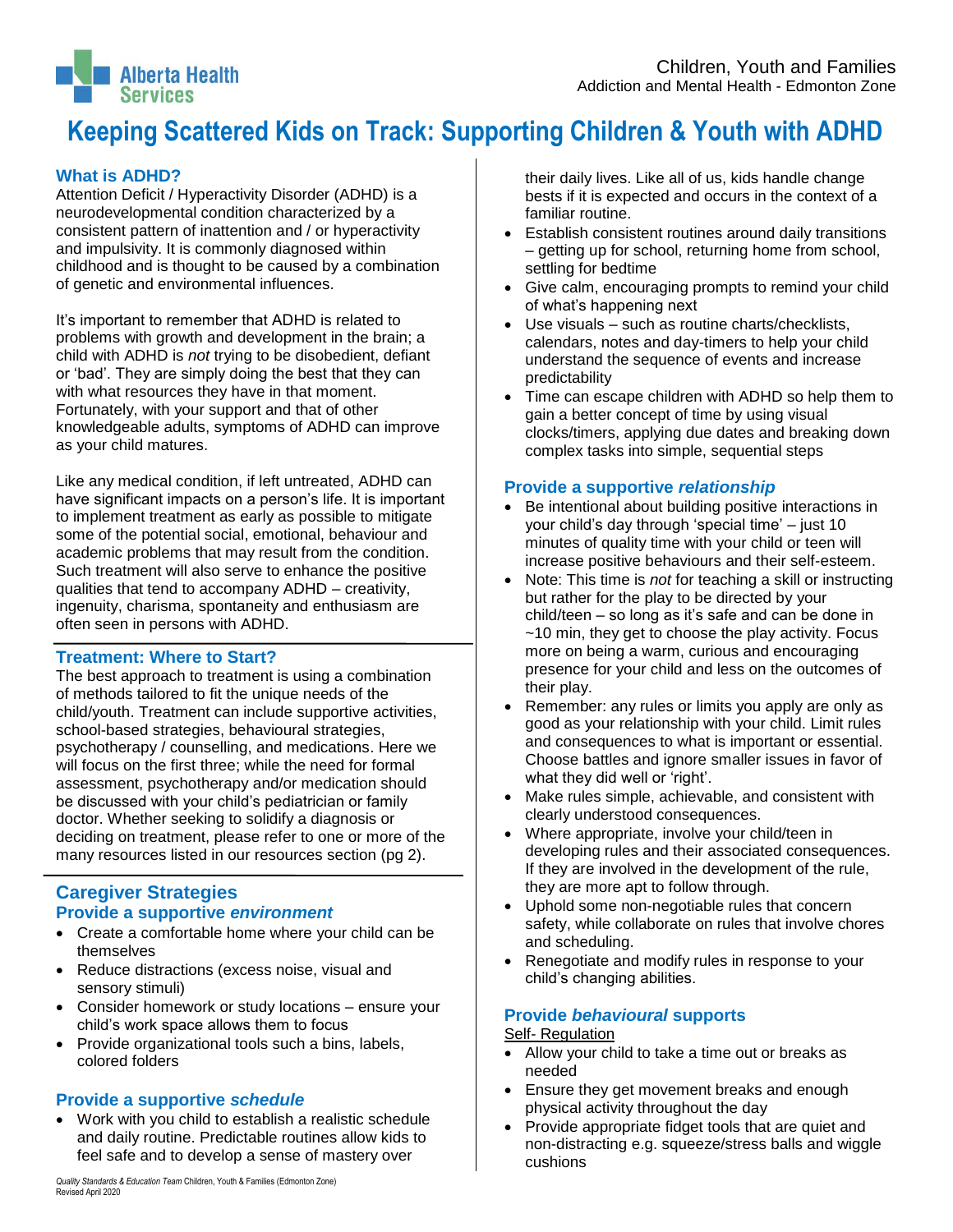Children, Youth and Families
Addiction and Mental Health - Edmonton Zone

# Keeping Scattered Kids on Track: Supporting Children & Youth with ADHD

## What is ADHD?

Attention Deficit / Hyperactivity Disorder (ADHD) is a neurodevelopmental condition characterized by a consistent pattern of inattention and / or hyperactivity and impulsivity. It is commonly diagnosed within childhood and is thought to be caused by a combination of genetic and environmental influences.

It's important to remember that ADHD is related to problems with growth and development in the brain; a child with ADHD is *not* trying to be disobedient, defiant or 'bad'. They are simply doing the best that they can with what resources they have in that moment. Fortunately, with your support and that of other knowledgeable adults, symptoms of ADHD can improve as your child matures.

Like any medical condition, if left untreated, ADHD can have significant impacts on a person's life. It is important to implement treatment as early as possible to mitigate some of the potential social, emotional, behaviour and academic problems that may result from the condition. Such treatment will also serve to enhance the positive qualities that tend to accompany ADHD – creativity, ingenuity, charisma, spontaneity and enthusiasm are often seen in persons with ADHD.

## Treatment: Where to Start?

The best approach to treatment is using a combination of methods tailored to fit the unique needs of the child/youth. Treatment can include supportive activities, school-based strategies, behavioural strategies, psychotherapy / counselling, and medications. Here we will focus on the first three; while the need for formal assessment, psychotherapy and/or medication should be discussed with your child's pediatrician or family doctor. Whether seeking to solidify a diagnosis or deciding on treatment, please refer to one or more of the many resources listed in our resources section (pg 2).

## Caregiver Strategies

### Provide a supportive *environment*

- Create a comfortable home where your child can be themselves
- Reduce distractions (excess noise, visual and sensory stimuli)
- Consider homework or study locations – ensure your child's work space allows them to focus
- Provide organizational tools such a bins, labels, colored folders

### Provide a supportive *schedule*

- Work with you child to establish a realistic schedule and daily routine. Predictable routines allow kids to feel safe and to develop a sense of mastery over their daily lives. Like all of us, kids handle change bests if it is expected and occurs in the context of a familiar routine.
- Establish consistent routines around daily transitions – getting up for school, returning home from school, settling for bedtime
- Give calm, encouraging prompts to remind your child of what's happening next
- Use visuals – such as routine charts/checklists, calendars, notes and day-timers to help your child understand the sequence of events and increase predictability
- Time can escape children with ADHD so help them to gain a better concept of time by using visual clocks/timers, applying due dates and breaking down complex tasks into simple, sequential steps

### Provide a supportive *relationship*

- Be intentional about building positive interactions in your child's day through 'special time' – just 10 minutes of quality time with your child or teen will increase positive behaviours and their self-esteem.
- Note: This time is *not* for teaching a skill or instructing but rather for the play to be directed by your child/teen – so long as it's safe and can be done in ~10 min, they get to choose the play activity. Focus more on being a warm, curious and encouraging presence for your child and less on the outcomes of their play.
- Remember: any rules or limits you apply are only as good as your relationship with your child. Limit rules and consequences to what is important or essential. Choose battles and ignore smaller issues in favor of what they did well or 'right'.
- Make rules simple, achievable, and consistent with clearly understood consequences.
- Where appropriate, involve your child/teen in developing rules and their associated consequences. If they are involved in the development of the rule, they are more apt to follow through.
- Uphold some non-negotiable rules that concern safety, while collaborate on rules that involve chores and scheduling.
- Renegotiate and modify rules in response to your child's changing abilities.

### Provide *behavioural* supports

<u>Self- Regulation</u>

- Allow your child to take a time out or breaks as needed
- Ensure they get movement breaks and enough physical activity throughout the day
- Provide appropriate fidget tools that are quiet and non-distracting e.g. squeeze/stress balls and wiggle cushions

*Quality Standards & Education Team* Children, Youth & Families (Edmonton Zone)
Revised April 2020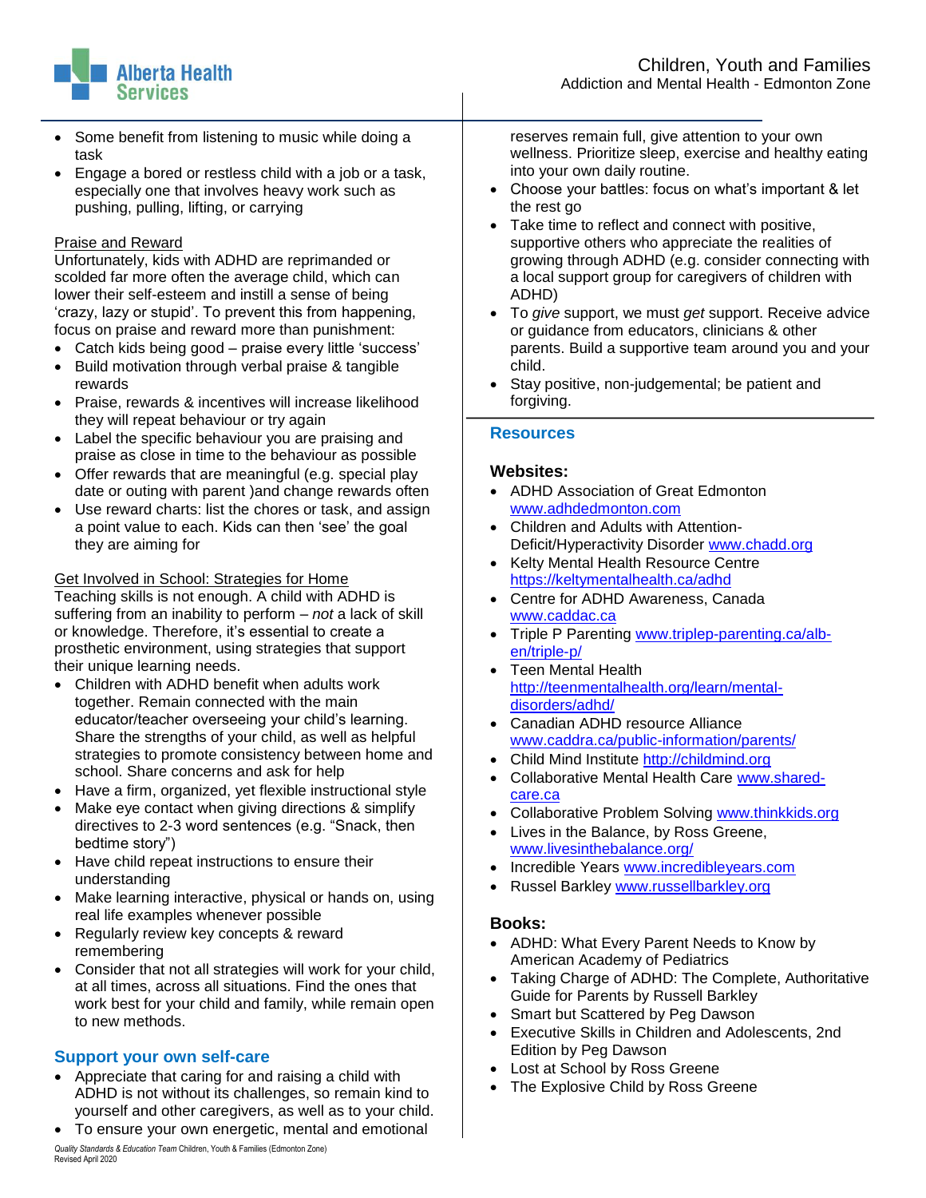- Some benefit from listening to music while doing a task
- Engage a bored or restless child with a job or a task, especially one that involves heavy work such as pushing, pulling, lifting, or carrying

Praise and Reward

Unfortunately, kids with ADHD are reprimanded or scolded far more often the average child, which can lower their self-esteem and instill a sense of being 'crazy, lazy or stupid'. To prevent this from happening, focus on praise and reward more than punishment:

- Catch kids being good – praise every little 'success'
- Build motivation through verbal praise & tangible rewards
- Praise, rewards & incentives will increase likelihood they will repeat behaviour or try again
- Label the specific behaviour you are praising and praise as close in time to the behaviour as possible
- Offer rewards that are meaningful (e.g. special play date or outing with parent )and change rewards often
- Use reward charts: list the chores or task, and assign a point value to each. Kids can then 'see' the goal they are aiming for

Get Involved in School: Strategies for Home

Teaching skills is not enough. A child with ADHD is suffering from an inability to perform – *not* a lack of skill or knowledge. Therefore, it's essential to create a prosthetic environment, using strategies that support their unique learning needs.

- Children with ADHD benefit when adults work together. Remain connected with the main educator/teacher overseeing your child's learning. Share the strengths of your child, as well as helpful strategies to promote consistency between home and school. Share concerns and ask for help
- Have a firm, organized, yet flexible instructional style
- Make eye contact when giving directions & simplify directives to 2-3 word sentences (e.g. "Snack, then bedtime story")
- Have child repeat instructions to ensure their understanding
- Make learning interactive, physical or hands on, using real life examples whenever possible
- Regularly review key concepts & reward remembering
- Consider that not all strategies will work for your child, at all times, across all situations. Find the ones that work best for your child and family, while remain open to new methods.

## Support your own self-care

- Appreciate that caring for and raising a child with ADHD is not without its challenges, so remain kind to yourself and other caregivers, as well as to your child.
- To ensure your own energetic, mental and emotional reserves remain full, give attention to your own wellness. Prioritize sleep, exercise and healthy eating into your own daily routine.
- Choose your battles: focus on what's important & let the rest go
- Take time to reflect and connect with positive, supportive others who appreciate the realities of growing through ADHD (e.g. consider connecting with a local support group for caregivers of children with ADHD)
- To *give* support, we must *get* support. Receive advice or guidance from educators, clinicians & other parents. Build a supportive team around you and your child.
- Stay positive, non-judgemental; be patient and forgiving.

## Resources

### Websites:

- ADHD Association of Great Edmonton www.adhdedmonton.com
- Children and Adults with Attention-Deficit/Hyperactivity Disorder www.chadd.org
- Kelty Mental Health Resource Centre https://keltymentalhealth.ca/adhd
- Centre for ADHD Awareness, Canada www.caddac.ca
- Triple P Parenting www.triplep-parenting.ca/alb-en/triple-p/
- Teen Mental Health http://teenmentalhealth.org/learn/mental-disorders/adhd/
- Canadian ADHD resource Alliance www.caddra.ca/public-information/parents/
- Child Mind Institute http://childmind.org
- Collaborative Mental Health Care www.shared-care.ca
- Collaborative Problem Solving www.thinkkids.org
- Lives in the Balance, by Ross Greene, www.livesinthebalance.org/
- Incredible Years www.incredibleyears.com
- Russel Barkley www.russellbarkley.org

### Books:

- ADHD: What Every Parent Needs to Know by American Academy of Pediatrics
- Taking Charge of ADHD: The Complete, Authoritative Guide for Parents by Russell Barkley
- Smart but Scattered by Peg Dawson
- Executive Skills in Children and Adolescents, 2nd Edition by Peg Dawson
- Lost at School by Ross Greene
- The Explosive Child by Ross Greene